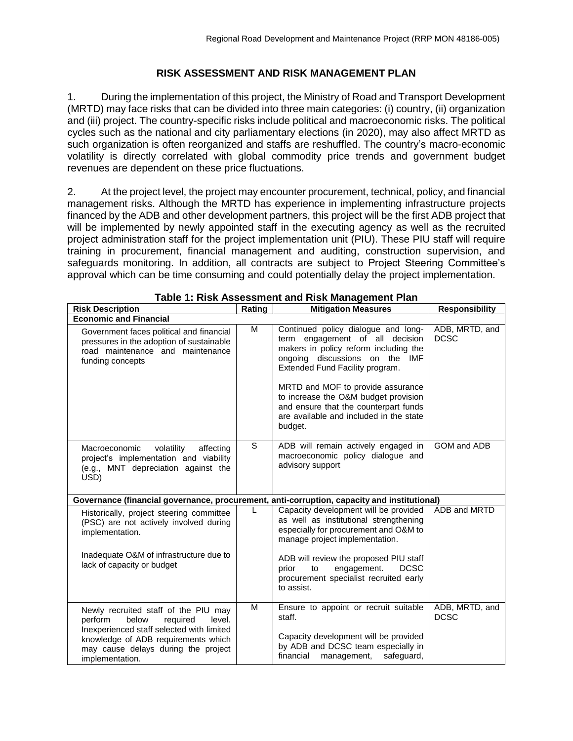# RISK ASSESSMENT AND RISK MANAGEMENT PLAN

1. During the implementation of this project, the Ministry of Road and Transport Development (MRTD) may face risks that can be divided into three main categories: (i) country, (ii) organization and (iii) project. The country-specific risks include political and macroeconomic risks. The political cycles such as the national and city parliamentary elections (in 2020), may also affect MRTD as such organization is often reorganized and staffs are reshuffled. The country's macro-economic volatility is directly correlated with global commodity price trends and government budget revenues are dependent on these price fluctuations.

2. At the project level, the project may encounter procurement, technical, policy, and financial management risks. Although the MRTD has experience in implementing infrastructure projects financed by the ADB and other development partners, this project will be the first ADB project that will be implemented by newly appointed staff in the executing agency as well as the recruited project administration staff for the project implementation unit (PIU). These PIU staff will require training in procurement, financial management and auditing, construction supervision, and safeguards monitoring. In addition, all contracts are subject to Project Steering Committee's approval which can be time consuming and could potentially delay the project implementation.

**Table 1: Risk Assessment and Risk Management Plan**

| Risk Description | Rating | Mitigation Measures | Responsibility |
|---|---|---|---|
| **Economic and Financial** | | | |
| Government faces political and financial pressures in the adoption of sustainable road maintenance and maintenance funding concepts | M | Continued policy dialogue and long-term engagement of all decision makers in policy reform including the ongoing discussions on the IMF Extended Fund Facility program.<br><br>MRTD and MOF to provide assurance to increase the O&M budget provision and ensure that the counterpart funds are available and included in the state budget. | ADB, MRTD, and DCSC |
| Macroeconomic volatility affecting project's implementation and viability (e.g., MNT depreciation against the USD) | S | ADB will remain actively engaged in macroeconomic policy dialogue and advisory support | GOM and ADB |
| **Governance (financial governance, procurement, anti-corruption, capacity and institutional)** | | | |
| Historically, project steering committee (PSC) are not actively involved during implementation.<br><br>Inadequate O&M of infrastructure due to lack of capacity or budget | L | Capacity development will be provided as well as institutional strengthening especially for procurement and O&M to manage project implementation.<br><br>ADB will review the proposed PIU staff prior to engagement. DCSC procurement specialist recruited early to assist. | ADB and MRTD |
| Newly recruited staff of the PIU may perform below required level. Inexperienced staff selected with limited knowledge of ADB requirements which may cause delays during the project implementation. | M | Ensure to appoint or recruit suitable staff.<br><br>Capacity development will be provided by ADB and DCSC team especially in financial management, safeguard, | ADB, MRTD, and DCSC |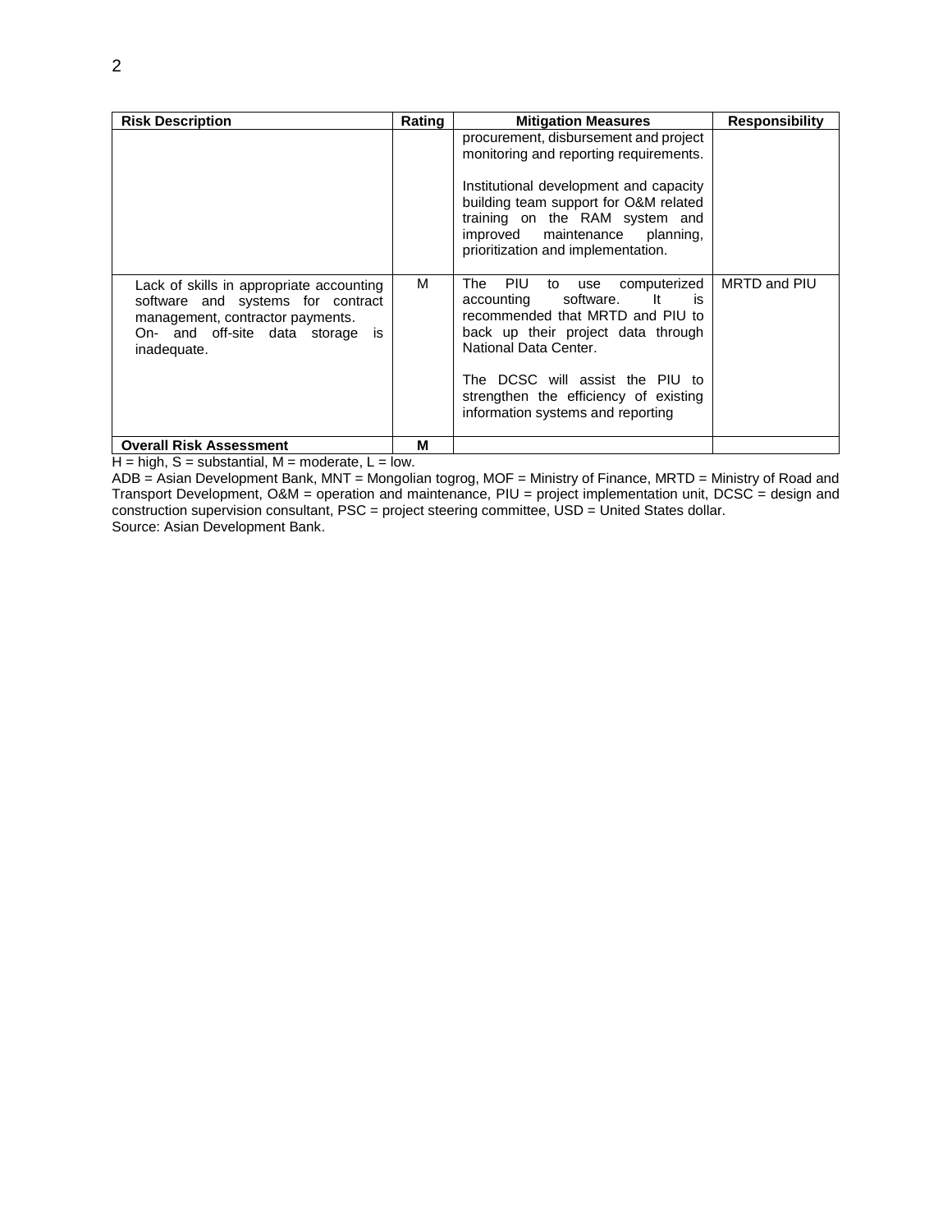| Risk Description | Rating | Mitigation Measures | Responsibility |
|---|---|---|---|
| | | procurement, disbursement and project monitoring and reporting requirements.<br><br>Institutional development and capacity building team support for O&M related training on the RAM system and improved maintenance planning, prioritization and implementation. | |
| Lack of skills in appropriate accounting software and systems for contract management, contractor payments. On- and off-site data storage is inadequate. | M | The PIU to use computerized accounting software. It is recommended that MRTD and PIU to back up their project data through National Data Center.<br><br>The DCSC will assist the PIU to strengthen the efficiency of existing information systems and reporting | MRTD and PIU |
| **Overall Risk Assessment** | **M** | | |

H = high, S = substantial, M = moderate, L = low.

ADB = Asian Development Bank, MNT = Mongolian togrog, MOF = Ministry of Finance, MRTD = Ministry of Road and Transport Development, O&M = operation and maintenance, PIU = project implementation unit, DCSC = design and construction supervision consultant, PSC = project steering committee, USD = United States dollar.

Source: Asian Development Bank.